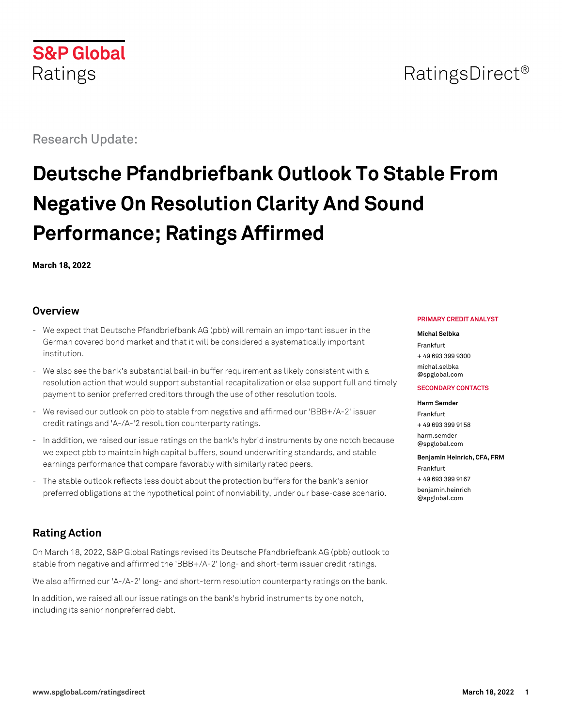S&P Global Ratings

RatingsDirect®

Research Update:

# Deutsche Pfandbriefbank Outlook To Stable From Negative On Resolution Clarity And Sound Performance; Ratings Affirmed

**March 18, 2022**

## Overview

- We expect that Deutsche Pfandbriefbank AG (pbb) will remain an important issuer in the German covered bond market and that it will be considered a systematically important institution.
- We also see the bank's substantial bail-in buffer requirement as likely consistent with a resolution action that would support substantial recapitalization or else support full and timely payment to senior preferred creditors through the use of other resolution tools.
- We revised our outlook on pbb to stable from negative and affirmed our 'BBB+/A-2' issuer credit ratings and 'A-/A-'2 resolution counterparty ratings.
- In addition, we raised our issue ratings on the bank's hybrid instruments by one notch because we expect pbb to maintain high capital buffers, sound underwriting standards, and stable earnings performance that compare favorably with similarly rated peers.
- The stable outlook reflects less doubt about the protection buffers for the bank's senior preferred obligations at the hypothetical point of nonviability, under our base-case scenario.

**PRIMARY CREDIT ANALYST**

**Michal Selbka**
Frankfurt
+ 49 693 399 9300
michal.selbka@spglobal.com

**SECONDARY CONTACTS**

**Harm Semder**
Frankfurt
+ 49 693 399 9158
harm.semder@spglobal.com

**Benjamin Heinrich, CFA, FRM**
Frankfurt
+ 49 693 399 9167
benjamin.heinrich@spglobal.com

## Rating Action

On March 18, 2022, S&P Global Ratings revised its Deutsche Pfandbriefbank AG (pbb) outlook to stable from negative and affirmed the 'BBB+/A-2' long- and short-term issuer credit ratings.

We also affirmed our 'A-/A-2' long- and short-term resolution counterparty ratings on the bank.

In addition, we raised all our issue ratings on the bank's hybrid instruments by one notch, including its senior nonpreferred debt.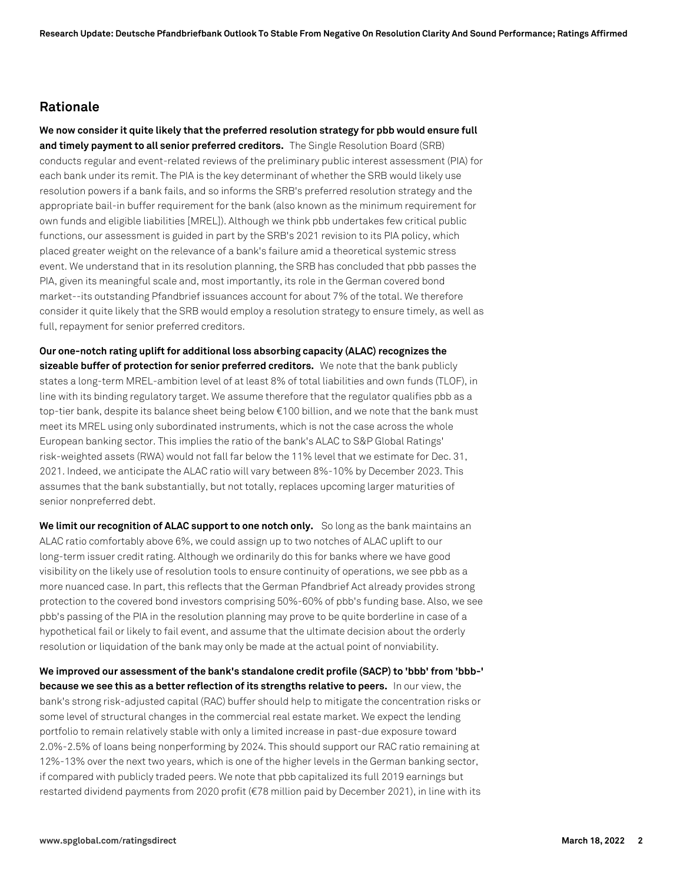## Rationale

**We now consider it quite likely that the preferred resolution strategy for pbb would ensure full and timely payment to all senior preferred creditors.** The Single Resolution Board (SRB) conducts regular and event-related reviews of the preliminary public interest assessment (PIA) for each bank under its remit. The PIA is the key determinant of whether the SRB would likely use resolution powers if a bank fails, and so informs the SRB's preferred resolution strategy and the appropriate bail-in buffer requirement for the bank (also known as the minimum requirement for own funds and eligible liabilities [MREL]). Although we think pbb undertakes few critical public functions, our assessment is guided in part by the SRB's 2021 revision to its PIA policy, which placed greater weight on the relevance of a bank's failure amid a theoretical systemic stress event. We understand that in its resolution planning, the SRB has concluded that pbb passes the PIA, given its meaningful scale and, most importantly, its role in the German covered bond market--its outstanding Pfandbrief issuances account for about 7% of the total. We therefore consider it quite likely that the SRB would employ a resolution strategy to ensure timely, as well as full, repayment for senior preferred creditors.

**Our one-notch rating uplift for additional loss absorbing capacity (ALAC) recognizes the sizeable buffer of protection for senior preferred creditors.** We note that the bank publicly states a long-term MREL-ambition level of at least 8% of total liabilities and own funds (TLOF), in line with its binding regulatory target. We assume therefore that the regulator qualifies pbb as a top-tier bank, despite its balance sheet being below €100 billion, and we note that the bank must meet its MREL using only subordinated instruments, which is not the case across the whole European banking sector. This implies the ratio of the bank's ALAC to S&P Global Ratings' risk-weighted assets (RWA) would not fall far below the 11% level that we estimate for Dec. 31, 2021. Indeed, we anticipate the ALAC ratio will vary between 8%-10% by December 2023. This assumes that the bank substantially, but not totally, replaces upcoming larger maturities of senior nonpreferred debt.

**We limit our recognition of ALAC support to one notch only.** So long as the bank maintains an ALAC ratio comfortably above 6%, we could assign up to two notches of ALAC uplift to our long-term issuer credit rating. Although we ordinarily do this for banks where we have good visibility on the likely use of resolution tools to ensure continuity of operations, we see pbb as a more nuanced case. In part, this reflects that the German Pfandbrief Act already provides strong protection to the covered bond investors comprising 50%-60% of pbb's funding base. Also, we see pbb's passing of the PIA in the resolution planning may prove to be quite borderline in case of a hypothetical fail or likely to fail event, and assume that the ultimate decision about the orderly resolution or liquidation of the bank may only be made at the actual point of nonviability.

**We improved our assessment of the bank's standalone credit profile (SACP) to 'bbb' from 'bbb-' because we see this as a better reflection of its strengths relative to peers.** In our view, the bank's strong risk-adjusted capital (RAC) buffer should help to mitigate the concentration risks or some level of structural changes in the commercial real estate market. We expect the lending portfolio to remain relatively stable with only a limited increase in past-due exposure toward 2.0%-2.5% of loans being nonperforming by 2024. This should support our RAC ratio remaining at 12%-13% over the next two years, which is one of the higher levels in the German banking sector, if compared with publicly traded peers. We note that pbb capitalized its full 2019 earnings but restarted dividend payments from 2020 profit (€78 million paid by December 2021), in line with its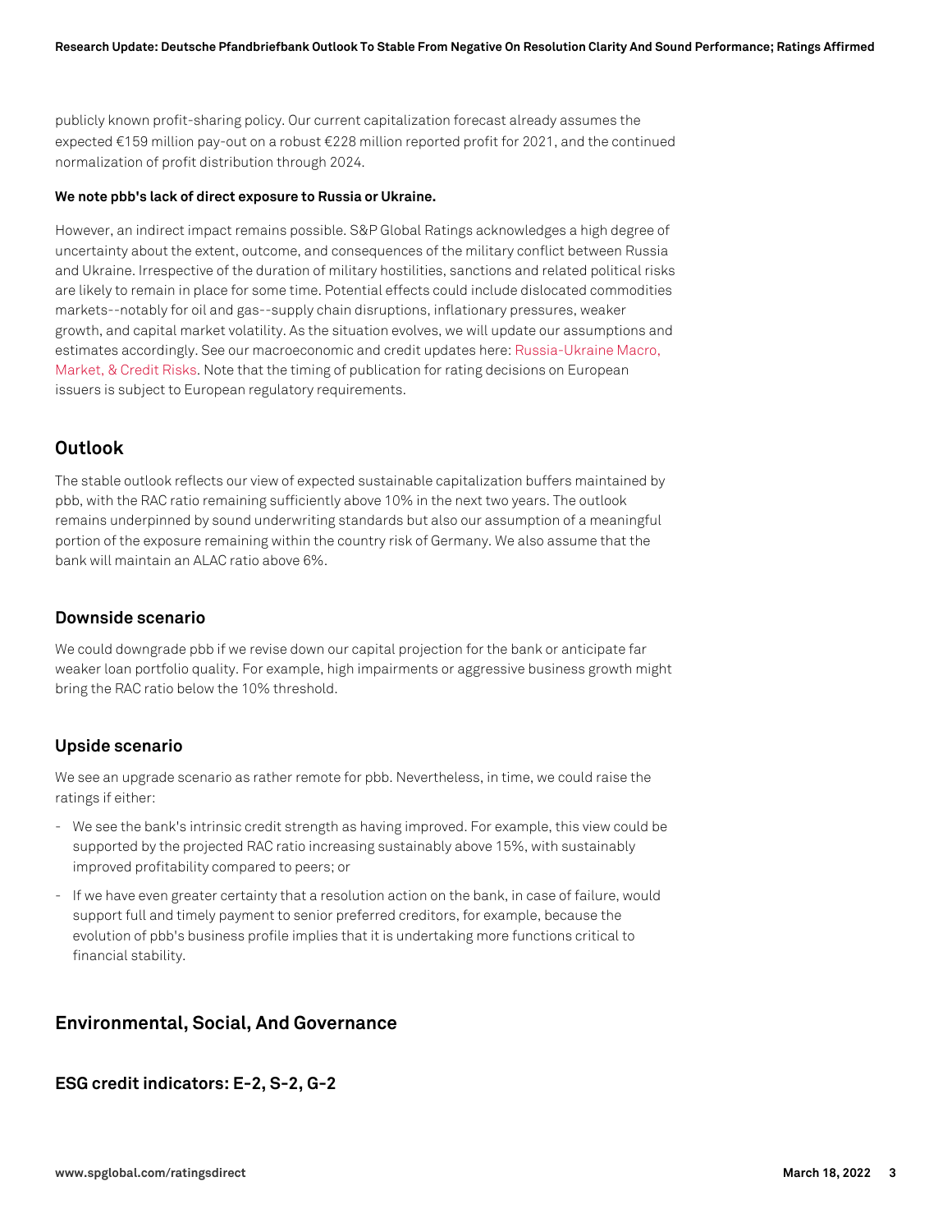publicly known profit-sharing policy. Our current capitalization forecast already assumes the expected €159 million pay-out on a robust €228 million reported profit for 2021, and the continued normalization of profit distribution through 2024.

**We note pbb's lack of direct exposure to Russia or Ukraine.**

However, an indirect impact remains possible. S&P Global Ratings acknowledges a high degree of uncertainty about the extent, outcome, and consequences of the military conflict between Russia and Ukraine. Irrespective of the duration of military hostilities, sanctions and related political risks are likely to remain in place for some time. Potential effects could include dislocated commodities markets--notably for oil and gas--supply chain disruptions, inflationary pressures, weaker growth, and capital market volatility. As the situation evolves, we will update our assumptions and estimates accordingly. See our macroeconomic and credit updates here: Russia-Ukraine Macro, Market, & Credit Risks. Note that the timing of publication for rating decisions on European issuers is subject to European regulatory requirements.

## Outlook

The stable outlook reflects our view of expected sustainable capitalization buffers maintained by pbb, with the RAC ratio remaining sufficiently above 10% in the next two years. The outlook remains underpinned by sound underwriting standards but also our assumption of a meaningful portion of the exposure remaining within the country risk of Germany. We also assume that the bank will maintain an ALAC ratio above 6%.

### Downside scenario

We could downgrade pbb if we revise down our capital projection for the bank or anticipate far weaker loan portfolio quality. For example, high impairments or aggressive business growth might bring the RAC ratio below the 10% threshold.

### Upside scenario

We see an upgrade scenario as rather remote for pbb. Nevertheless, in time, we could raise the ratings if either:

- We see the bank's intrinsic credit strength as having improved. For example, this view could be supported by the projected RAC ratio increasing sustainably above 15%, with sustainably improved profitability compared to peers; or
- If we have even greater certainty that a resolution action on the bank, in case of failure, would support full and timely payment to senior preferred creditors, for example, because the evolution of pbb's business profile implies that it is undertaking more functions critical to financial stability.

## Environmental, Social, And Governance

### ESG credit indicators: E-2, S-2, G-2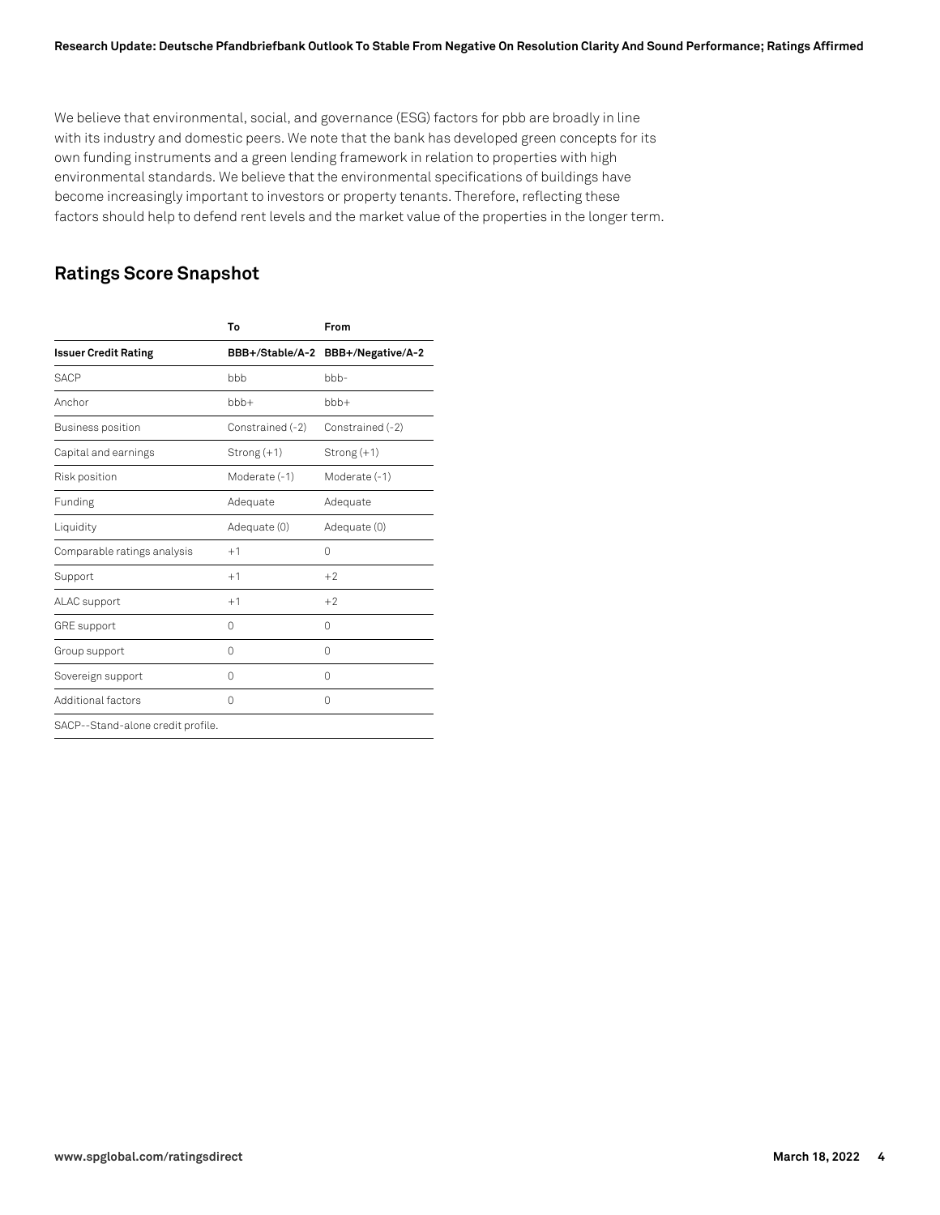We believe that environmental, social, and governance (ESG) factors for pbb are broadly in line with its industry and domestic peers. We note that the bank has developed green concepts for its own funding instruments and a green lending framework in relation to properties with high environmental standards. We believe that the environmental specifications of buildings have become increasingly important to investors or property tenants. Therefore, reflecting these factors should help to defend rent levels and the market value of the properties in the longer term.

## Ratings Score Snapshot

| | To | From |
|---|---|---|
| **Issuer Credit Rating** | **BBB+/Stable/A-2** | **BBB+/Negative/A-2** |
| SACP | bbb | bbb- |
| Anchor | bbb+ | bbb+ |
| Business position | Constrained (-2) | Constrained (-2) |
| Capital and earnings | Strong (+1) | Strong (+1) |
| Risk position | Moderate (-1) | Moderate (-1) |
| Funding | Adequate | Adequate |
| Liquidity | Adequate (0) | Adequate (0) |
| Comparable ratings analysis | +1 | 0 |
| Support | +1 | +2 |
| ALAC support | +1 | +2 |
| GRE support | 0 | 0 |
| Group support | 0 | 0 |
| Sovereign support | 0 | 0 |
| Additional factors | 0 | 0 |

SACP--Stand-alone credit profile.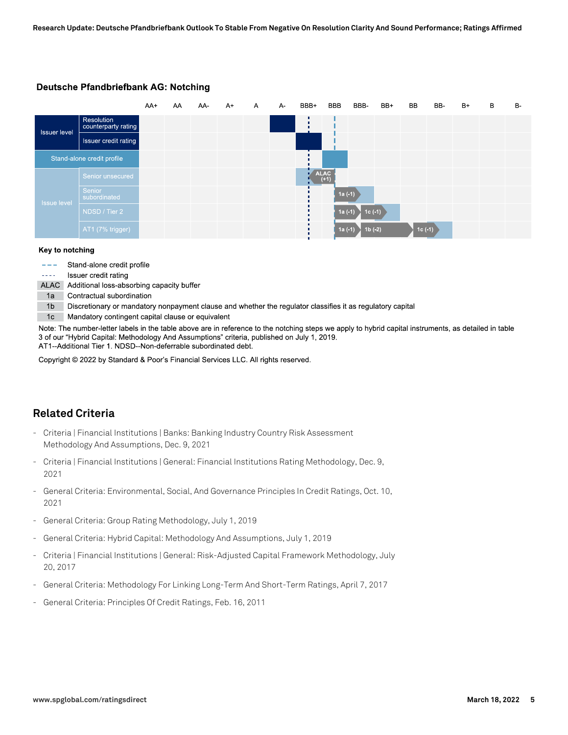### Deutsche Pfandbriefbank AG: Notching

| | | AA+ | AA | AA- | A+ | A | A- | BBB+ | BBB | BBB- | BB+ | BB | BB- | B+ | B | B- |
|---|---|---|---|---|---|---|---|---|---|---|---|---|---|---|---|---|
| Issuer level | Resolution counterparty rating | | | | | | ■ | | | | | | | | | |
| | Issuer credit rating | | | | | | | ■ | | | | | | | | |
| Stand-alone credit profile | | | | | | | | | ■ | | | | | | | |
| Issue level | Senior unsecured | | | | | | | ■ | ALAC (+1) | | | | | | | |
| | Senior subordinated | | | | | | | | 1a (-1) | ■ | | | | | | |
| | NDSD / Tier 2 | | | | | | | | 1a (-1) | 1c (-1) | ■ | | | | | |
| | AT1 (7% trigger) | | | | | | | | 1a (-1) | 1b (-2) | | 1c (-1) | ■ | | | |

**Key to notching**

- - - Stand-alone credit profile
- - - - Issuer credit rating
- ALAC Additional loss-absorbing capacity buffer
- 1a Contractual subordination
- 1b Discretionary or mandatory nonpayment clause and whether the regulator classifies it as regulatory capital
- 1c Mandatory contingent capital clause or equivalent

Note: The number-letter labels in the table above are in reference to the notching steps we apply to hybrid capital instruments, as detailed in table 3 of our "Hybrid Capital: Methodology And Assumptions" criteria, published on July 1, 2019.
AT1--Additional Tier 1. NDSD--Non-deferrable subordinated debt.

Copyright © 2022 by Standard & Poor's Financial Services LLC. All rights reserved.

## Related Criteria

- Criteria | Financial Institutions | Banks: Banking Industry Country Risk Assessment Methodology And Assumptions, Dec. 9, 2021
- Criteria | Financial Institutions | General: Financial Institutions Rating Methodology, Dec. 9, 2021
- General Criteria: Environmental, Social, And Governance Principles In Credit Ratings, Oct. 10, 2021
- General Criteria: Group Rating Methodology, July 1, 2019
- General Criteria: Hybrid Capital: Methodology And Assumptions, July 1, 2019
- Criteria | Financial Institutions | General: Risk-Adjusted Capital Framework Methodology, July 20, 2017
- General Criteria: Methodology For Linking Long-Term And Short-Term Ratings, April 7, 2017
- General Criteria: Principles Of Credit Ratings, Feb. 16, 2011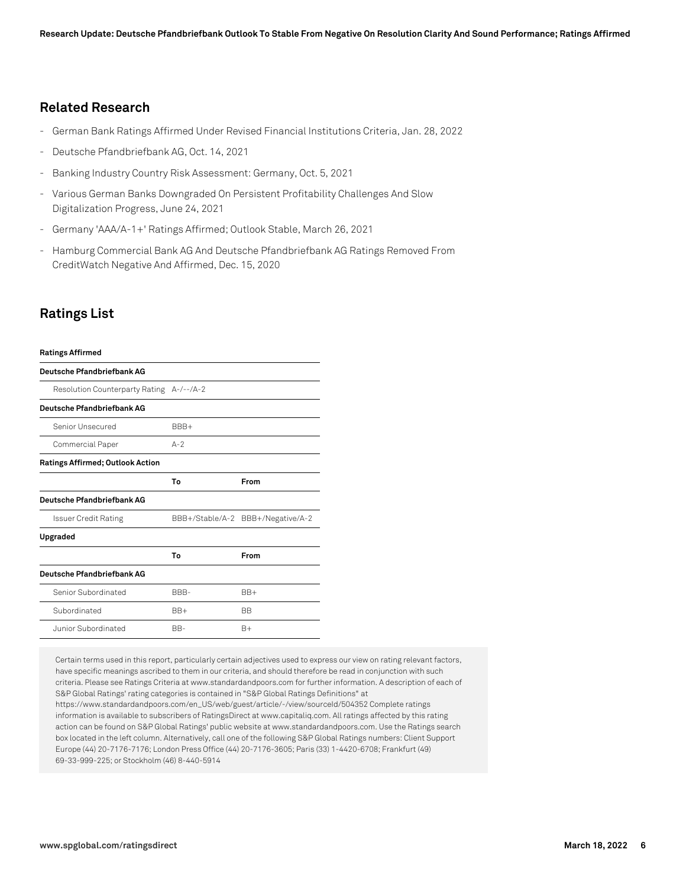## Related Research

- German Bank Ratings Affirmed Under Revised Financial Institutions Criteria, Jan. 28, 2022
- Deutsche Pfandbriefbank AG, Oct. 14, 2021
- Banking Industry Country Risk Assessment: Germany, Oct. 5, 2021
- Various German Banks Downgraded On Persistent Profitability Challenges And Slow Digitalization Progress, June 24, 2021
- Germany 'AAA/A-1+' Ratings Affirmed; Outlook Stable, March 26, 2021
- Hamburg Commercial Bank AG And Deutsche Pfandbriefbank AG Ratings Removed From CreditWatch Negative And Affirmed, Dec. 15, 2020

## Ratings List

| **Ratings Affirmed** | | |
|---|---|---|
| **Deutsche Pfandbriefbank AG** | | |
| Resolution Counterparty Rating | A-/--/A-2 | |
| **Deutsche Pfandbriefbank AG** | | |
| Senior Unsecured | BBB+ | |
| Commercial Paper | A-2 | |
| **Ratings Affirmed; Outlook Action** | | |
| | **To** | **From** |
| **Deutsche Pfandbriefbank AG** | | |
| Issuer Credit Rating | BBB+/Stable/A-2 | BBB+/Negative/A-2 |
| **Upgraded** | | |
| | **To** | **From** |
| **Deutsche Pfandbriefbank AG** | | |
| Senior Subordinated | BBB- | BB+ |
| Subordinated | BB+ | BB |
| Junior Subordinated | BB- | B+ |

Certain terms used in this report, particularly certain adjectives used to express our view on rating relevant factors, have specific meanings ascribed to them in our criteria, and should therefore be read in conjunction with such criteria. Please see Ratings Criteria at www.standardandpoors.com for further information. A description of each of S&P Global Ratings' rating categories is contained in "S&P Global Ratings Definitions" at https://www.standardandpoors.com/en_US/web/guest/article/-/view/sourceId/504352 Complete ratings information is available to subscribers of RatingsDirect at www.capitaliq.com. All ratings affected by this rating action can be found on S&P Global Ratings' public website at www.standardandpoors.com. Use the Ratings search box located in the left column. Alternatively, call one of the following S&P Global Ratings numbers: Client Support Europe (44) 20-7176-7176; London Press Office (44) 20-7176-3605; Paris (33) 1-4420-6708; Frankfurt (49) 69-33-999-225; or Stockholm (46) 8-440-5914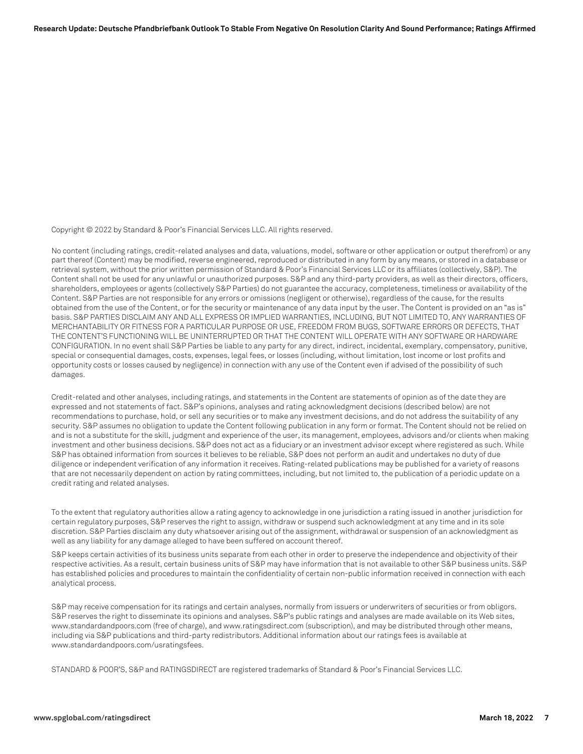Copyright © 2022 by Standard & Poor's Financial Services LLC. All rights reserved.

No content (including ratings, credit-related analyses and data, valuations, model, software or other application or output therefrom) or any part thereof (Content) may be modified, reverse engineered, reproduced or distributed in any form by any means, or stored in a database or retrieval system, without the prior written permission of Standard & Poor's Financial Services LLC or its affiliates (collectively, S&P). The Content shall not be used for any unlawful or unauthorized purposes. S&P and any third-party providers, as well as their directors, officers, shareholders, employees or agents (collectively S&P Parties) do not guarantee the accuracy, completeness, timeliness or availability of the Content. S&P Parties are not responsible for any errors or omissions (negligent or otherwise), regardless of the cause, for the results obtained from the use of the Content, or for the security or maintenance of any data input by the user. The Content is provided on an "as is" basis. S&P PARTIES DISCLAIM ANY AND ALL EXPRESS OR IMPLIED WARRANTIES, INCLUDING, BUT NOT LIMITED TO, ANY WARRANTIES OF MERCHANTABILITY OR FITNESS FOR A PARTICULAR PURPOSE OR USE, FREEDOM FROM BUGS, SOFTWARE ERRORS OR DEFECTS, THAT THE CONTENT'S FUNCTIONING WILL BE UNINTERRUPTED OR THAT THE CONTENT WILL OPERATE WITH ANY SOFTWARE OR HARDWARE CONFIGURATION. In no event shall S&P Parties be liable to any party for any direct, indirect, incidental, exemplary, compensatory, punitive, special or consequential damages, costs, expenses, legal fees, or losses (including, without limitation, lost income or lost profits and opportunity costs or losses caused by negligence) in connection with any use of the Content even if advised of the possibility of such damages.

Credit-related and other analyses, including ratings, and statements in the Content are statements of opinion as of the date they are expressed and not statements of fact. S&P's opinions, analyses and rating acknowledgment decisions (described below) are not recommendations to purchase, hold, or sell any securities or to make any investment decisions, and do not address the suitability of any security. S&P assumes no obligation to update the Content following publication in any form or format. The Content should not be relied on and is not a substitute for the skill, judgment and experience of the user, its management, employees, advisors and/or clients when making investment and other business decisions. S&P does not act as a fiduciary or an investment advisor except where registered as such. While S&P has obtained information from sources it believes to be reliable, S&P does not perform an audit and undertakes no duty of due diligence or independent verification of any information it receives. Rating-related publications may be published for a variety of reasons that are not necessarily dependent on action by rating committees, including, but not limited to, the publication of a periodic update on a credit rating and related analyses.

To the extent that regulatory authorities allow a rating agency to acknowledge in one jurisdiction a rating issued in another jurisdiction for certain regulatory purposes, S&P reserves the right to assign, withdraw or suspend such acknowledgment at any time and in its sole discretion. S&P Parties disclaim any duty whatsoever arising out of the assignment, withdrawal or suspension of an acknowledgment as well as any liability for any damage alleged to have been suffered on account thereof.

S&P keeps certain activities of its business units separate from each other in order to preserve the independence and objectivity of their respective activities. As a result, certain business units of S&P may have information that is not available to other S&P business units. S&P has established policies and procedures to maintain the confidentiality of certain non-public information received in connection with each analytical process.

S&P may receive compensation for its ratings and certain analyses, normally from issuers or underwriters of securities or from obligors. S&P reserves the right to disseminate its opinions and analyses. S&P's public ratings and analyses are made available on its Web sites, www.standardandpoors.com (free of charge), and www.ratingsdirect.com (subscription), and may be distributed through other means, including via S&P publications and third-party redistributors. Additional information about our ratings fees is available at www.standardandpoors.com/usratingsfees.

STANDARD & POOR'S, S&P and RATINGSDIRECT are registered trademarks of Standard & Poor's Financial Services LLC.